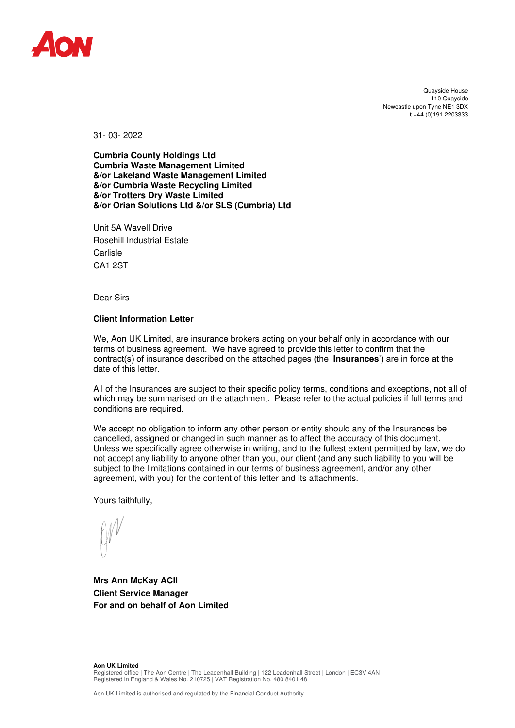Quayside House
110 Quayside
Newcastle upon Tyne NE1 3DX
**t** +44 (0)191 2203333

31- 03- 2022

**Cumbria County Holdings Ltd**
**Cumbria Waste Management Limited**
**&/or Lakeland Waste Management Limited**
**&/or Cumbria Waste Recycling Limited**
**&/or Trotters Dry Waste Limited**
**&/or Orian Solutions Ltd &/or SLS (Cumbria) Ltd**

Unit 5A Wavell Drive
Rosehill Industrial Estate
Carlisle
CA1 2ST

Dear Sirs

**Client Information Letter**

We, Aon UK Limited, are insurance brokers acting on your behalf only in accordance with our terms of business agreement. We have agreed to provide this letter to confirm that the contract(s) of insurance described on the attached pages (the '**Insurances**') are in force at the date of this letter.

All of the Insurances are subject to their specific policy terms, conditions and exceptions, not all of which may be summarised on the attachment. Please refer to the actual policies if full terms and conditions are required.

We accept no obligation to inform any other person or entity should any of the Insurances be cancelled, assigned or changed in such manner as to affect the accuracy of this document. Unless we specifically agree otherwise in writing, and to the fullest extent permitted by law, we do not accept any liability to anyone other than you, our client (and any such liability to you will be subject to the limitations contained in our terms of business agreement, and/or any other agreement, with you) for the content of this letter and its attachments.

Yours faithfully,

**Mrs Ann McKay ACII**
**Client Service Manager**
**For and on behalf of Aon Limited**

**Aon UK Limited**
Registered office | The Aon Centre | The Leadenhall Building | 122 Leadenhall Street | London | EC3V 4AN
Registered in England & Wales No. 210725 | VAT Registration No. 480 8401 48

Aon UK Limited is authorised and regulated by the Financial Conduct Authority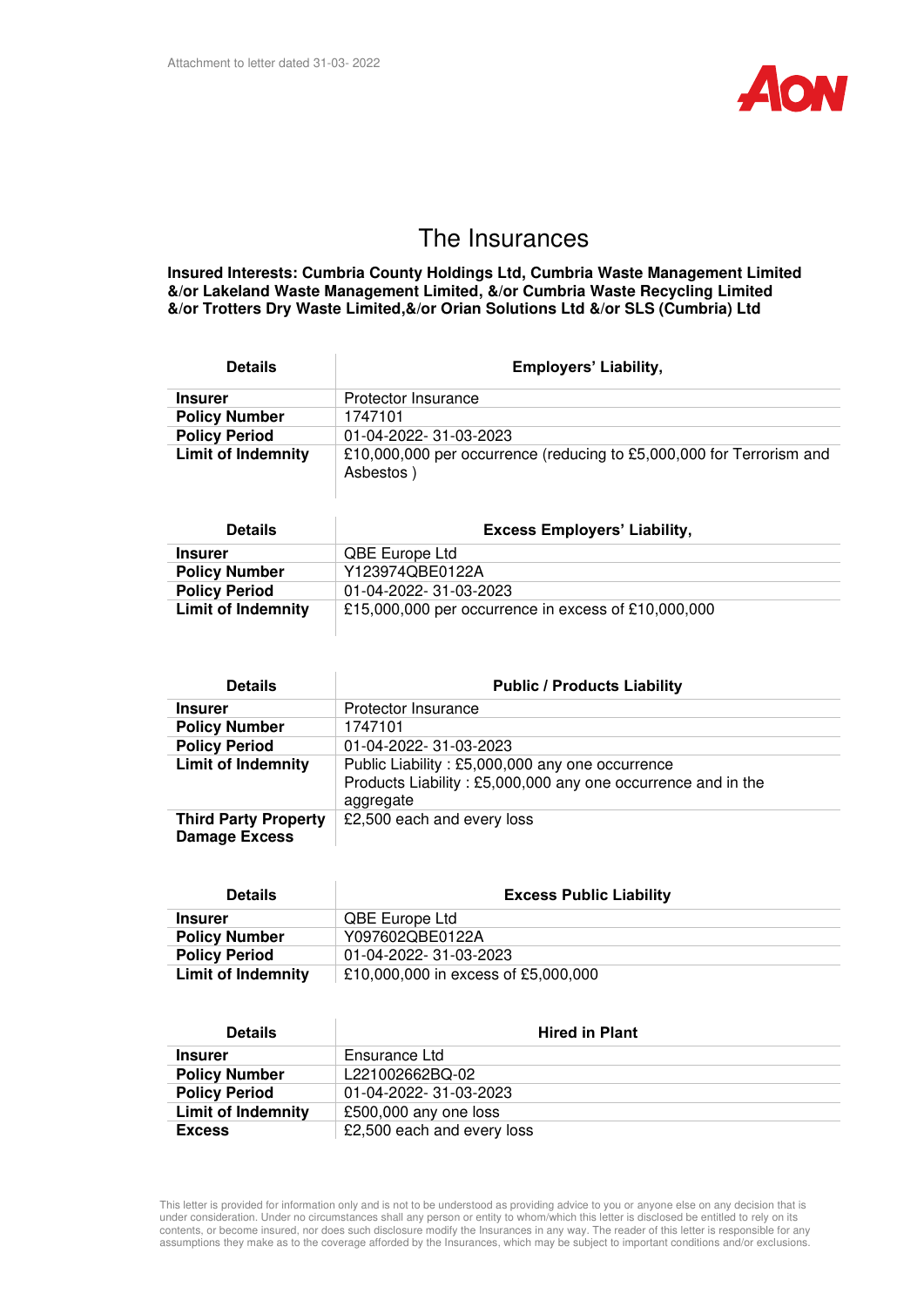Attachment to letter dated 31-03- 2022

# The Insurances

**Insured Interests: Cumbria County Holdings Ltd, Cumbria Waste Management Limited &/or Lakeland Waste Management Limited, &/or Cumbria Waste Recycling Limited &/or Trotters Dry Waste Limited,&/or Orian Solutions Ltd &/or SLS (Cumbria) Ltd**

| Details | Employers' Liability, |
|---|---|
| **Insurer** | Protector Insurance |
| **Policy Number** | 1747101 |
| **Policy Period** | 01-04-2022- 31-03-2023 |
| **Limit of Indemnity** | £10,000,000 per occurrence (reducing to £5,000,000 for Terrorism and Asbestos ) |

| Details | Excess Employers' Liability, |
|---|---|
| **Insurer** | QBE Europe Ltd |
| **Policy Number** | Y123974QBE0122A |
| **Policy Period** | 01-04-2022- 31-03-2023 |
| **Limit of Indemnity** | £15,000,000 per occurrence in excess of £10,000,000 |

| Details | Public / Products Liability |
|---|---|
| **Insurer** | Protector Insurance |
| **Policy Number** | 1747101 |
| **Policy Period** | 01-04-2022- 31-03-2023 |
| **Limit of Indemnity** | Public Liability : £5,000,000 any one occurrence<br>Products Liability : £5,000,000 any one occurrence and in the aggregate |
| **Third Party Property Damage Excess** | £2,500 each and every loss |

| Details | Excess Public Liability |
|---|---|
| **Insurer** | QBE Europe Ltd |
| **Policy Number** | Y097602QBE0122A |
| **Policy Period** | 01-04-2022- 31-03-2023 |
| **Limit of Indemnity** | £10,000,000 in excess of £5,000,000 |

| Details | Hired in Plant |
|---|---|
| **Insurer** | Ensurance Ltd |
| **Policy Number** | L221002662BQ-02 |
| **Policy Period** | 01-04-2022- 31-03-2023 |
| **Limit of Indemnity** | £500,000 any one loss |
| **Excess** | £2,500 each and every loss |

This letter is provided for information only and is not to be understood as providing advice to you or anyone else on any decision that is under consideration. Under no circumstances shall any person or entity to whom/which this letter is disclosed be entitled to rely on its contents, or become insured, nor does such disclosure modify the Insurances in any way. The reader of this letter is responsible for any assumptions they make as to the coverage afforded by the Insurances, which may be subject to important conditions and/or exclusions.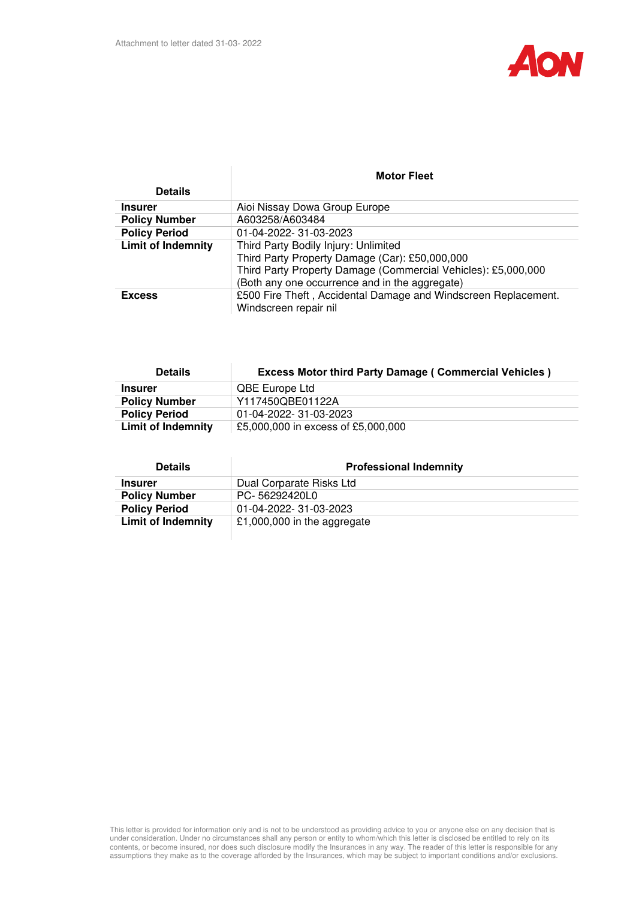Attachment to letter dated 31-03- 2022

| Details | Motor Fleet |
| --- | --- |
| **Insurer** | Aioi Nissay Dowa Group Europe |
| **Policy Number** | A603258/A603484 |
| **Policy Period** | 01-04-2022- 31-03-2023 |
| **Limit of Indemnity** | Third Party Bodily Injury: Unlimited<br>Third Party Property Damage (Car): £50,000,000<br>Third Party Property Damage (Commercial Vehicles): £5,000,000<br>(Both any one occurrence and in the aggregate) |
| **Excess** | £500 Fire Theft , Accidental Damage and Windscreen Replacement.<br>Windscreen repair nil |

| Details | Excess Motor third Party Damage ( Commercial Vehicles ) |
| --- | --- |
| **Insurer** | QBE Europe Ltd |
| **Policy Number** | Y117450QBE01122A |
| **Policy Period** | 01-04-2022- 31-03-2023 |
| **Limit of Indemnity** | £5,000,000 in excess of £5,000,000 |

| Details | Professional Indemnity |
| --- | --- |
| **Insurer** | Dual Corparate Risks Ltd |
| **Policy Number** | PC- 56292420L0 |
| **Policy Period** | 01-04-2022- 31-03-2023 |
| **Limit of Indemnity** | £1,000,000 in the aggregate |

This letter is provided for information only and is not to be understood as providing advice to you or anyone else on any decision that is under consideration. Under no circumstances shall any person or entity to whom/which this letter is disclosed be entitled to rely on its contents, or become insured, nor does such disclosure modify the Insurances in any way. The reader of this letter is responsible for any assumptions they make as to the coverage afforded by the Insurances, which may be subject to important conditions and/or exclusions.